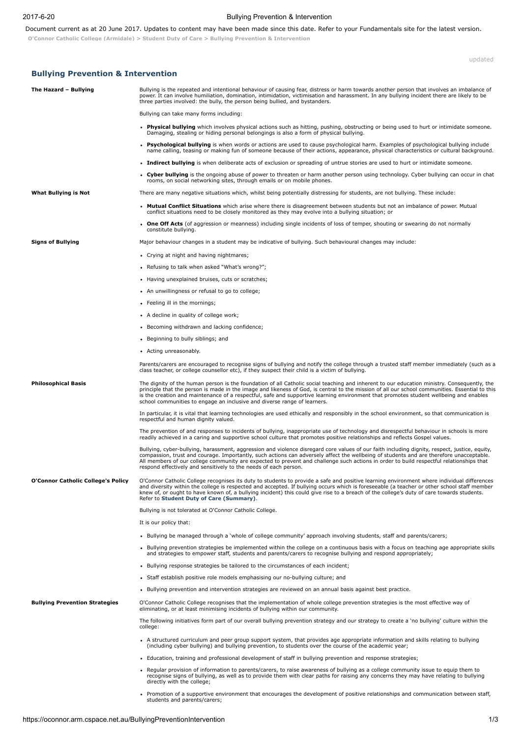Document current as at 20 June 2017. Updates to content may have been made since this date. Refer to your Fundamentals site for the latest version.

**O'Connor Catholic College (Armidale) > Student Duty of Care > Bullying Prevention & Intervention**

updated

## Bullying Prevention & Intervention

### The Hazard – Bullying

Bullying is the repeated and intentional behaviour of causing fear, distress or harm towards another person that involves an imbalance of power. It can involve humiliation, domination, intimidation, victimisation and harassment. In any bullying incident there are likely to be three parties involved: the bully, the person being bullied, and bystanders.

Bullying can take many forms including:

- **Physical bullying** which involves physical actions such as hitting, pushing, obstructing or being used to hurt or intimidate someone. Damaging, stealing or hiding personal belongings is also a form of physical bullying.
- **Psychological bullying** is when words or actions are used to cause psychological harm. Examples of psychological bullying include name calling, teasing or making fun of someone because of their actions, appearance, physical characteristics or cultural background.
- **Indirect bullying** is when deliberate acts of exclusion or spreading of untrue stories are used to hurt or intimidate someone.
- **Cyber bullying** is the ongoing abuse of power to threaten or harm another person using technology. Cyber bullying can occur in chat rooms, on social networking sites, through emails or on mobile phones.

### What Bullying is Not

There are many negative situations which, whilst being potentially distressing for students, are not bullying. These include:

- **Mutual Conflict Situations** which arise where there is disagreement between students but not an imbalance of power. Mutual conflict situations need to be closely monitored as they may evolve into a bullying situation; or
- **One Off Acts** (of aggression or meanness) including single incidents of loss of temper, shouting or swearing do not normally constitute bullying.

### Signs of Bullying

Major behaviour changes in a student may be indicative of bullying. Such behavioural changes may include:

- Crying at night and having nightmares;
- Refusing to talk when asked "What's wrong?";
- Having unexplained bruises, cuts or scratches;
- An unwillingness or refusal to go to college;
- Feeling ill in the mornings;
- A decline in quality of college work;
- Becoming withdrawn and lacking confidence;
- Beginning to bully siblings; and
- Acting unreasonably.

Parents/carers are encouraged to recognise signs of bullying and notify the college through a trusted staff member immediately (such as a class teacher, or college counsellor etc), if they suspect their child is a victim of bullying.

### Philosophical Basis

The dignity of the human person is the foundation of all Catholic social teaching and inherent to our education ministry. Consequently, the principle that the person is made in the image and likeness of God, is central to the mission of all our school communities. Essential to this is the creation and maintenance of a respectful, safe and supportive learning environment that promotes student wellbeing and enables school communities to engage an inclusive and diverse range of learners.

In particular, it is vital that learning technologies are used ethically and responsibly in the school environment, so that communication is respectful and human dignity valued.

The prevention of and responses to incidents of bullying, inappropriate use of technology and disrespectful behaviour in schools is more readily achieved in a caring and supportive school culture that promotes positive relationships and reflects Gospel values.

Bullying, cyber-bullying, harassment, aggression and violence disregard core values of our faith including dignity, respect, justice, equity, compassion, trust and courage. Importantly, such actions can adversely affect the wellbeing of students and are therefore unacceptable. All members of our college community are expected to prevent and challenge such actions in order to build respectful relationships that respond effectively and sensitively to the needs of each person.

### O'Connor Catholic College's Policy

O'Connor Catholic College recognises its duty to students to provide a safe and positive learning environment where individual differences and diversity within the college is respected and accepted. If bullying occurs which is foreseeable (a teacher or other school staff member knew of, or ought to have known of, a bullying incident) this could give rise to a breach of the college's duty of care towards students. Refer to **Student Duty of Care (Summary)**.

Bullying is not tolerated at O'Connor Catholic College.

It is our policy that:

- Bullying be managed through a 'whole of college community' approach involving students, staff and parents/carers;
- Bullying prevention strategies be implemented within the college on a continuous basis with a focus on teaching age appropriate skills and strategies to empower staff, students and parents/carers to recognise bullying and respond appropriately;
- Bullying response strategies be tailored to the circumstances of each incident;
- Staff establish positive role models emphasising our no-bullying culture; and
- Bullying prevention and intervention strategies are reviewed on an annual basis against best practice.

### Bullying Prevention Strategies

O'Connor Catholic College recognises that the implementation of whole college prevention strategies is the most effective way of eliminating, or at least minimising incidents of bullying within our community.

The following initiatives form part of our overall bullying prevention strategy and our strategy to create a 'no bullying' culture within the college:

- A structured curriculum and peer group support system, that provides age appropriate information and skills relating to bullying (including cyber bullying) and bullying prevention, to students over the course of the academic year;
- Education, training and professional development of staff in bullying prevention and response strategies;
- Regular provision of information to parents/carers, to raise awareness of bullying as a college community issue to equip them to recognise signs of bullying, as well as to provide them with clear paths for raising any concerns they may have relating to bullying directly with the college;
- Promotion of a supportive environment that encourages the development of positive relationships and communication between staff, students and parents/carers;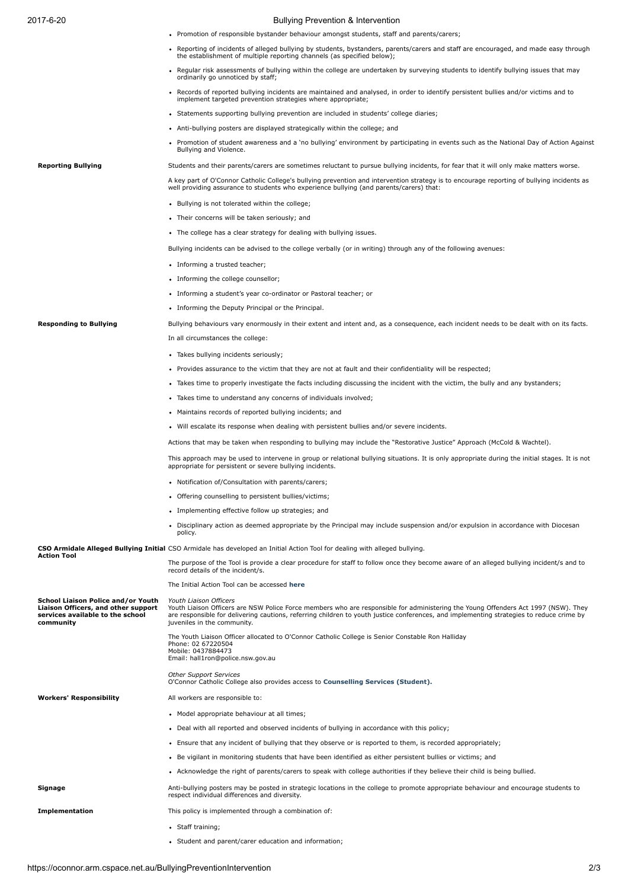- Promotion of responsible bystander behaviour amongst students, staff and parents/carers;
- Reporting of incidents of alleged bullying by students, bystanders, parents/carers and staff are encouraged, and made easy through the establishment of multiple reporting channels (as specified below);
- Regular risk assessments of bullying within the college are undertaken by surveying students to identify bullying issues that may ordinarily go unnoticed by staff;
- Records of reported bullying incidents are maintained and analysed, in order to identify persistent bullies and/or victims and to implement targeted prevention strategies where appropriate;
- Statements supporting bullying prevention are included in students' college diaries;
- Anti-bullying posters are displayed strategically within the college; and
- Promotion of student awareness and a 'no bullying' environment by participating in events such as the National Day of Action Against Bullying and Violence.

**Reporting Bullying**

Students and their parents/carers are sometimes reluctant to pursue bullying incidents, for fear that it will only make matters worse.

A key part of O'Connor Catholic College's bullying prevention and intervention strategy is to encourage reporting of bullying incidents as well providing assurance to students who experience bullying (and parents/carers) that:

- Bullying is not tolerated within the college;
- Their concerns will be taken seriously; and
- The college has a clear strategy for dealing with bullying issues.

Bullying incidents can be advised to the college verbally (or in writing) through any of the following avenues:

- Informing a trusted teacher;
- Informing the college counsellor;
- Informing a student's year co-ordinator or Pastoral teacher; or
- Informing the Deputy Principal or the Principal.

**Responding to Bullying**

Bullying behaviours vary enormously in their extent and intent and, as a consequence, each incident needs to be dealt with on its facts.

In all circumstances the college:

- Takes bullying incidents seriously;
- Provides assurance to the victim that they are not at fault and their confidentiality will be respected;
- Takes time to properly investigate the facts including discussing the incident with the victim, the bully and any bystanders;
- Takes time to understand any concerns of individuals involved;
- Maintains records of reported bullying incidents; and
- Will escalate its response when dealing with persistent bullies and/or severe incidents.

Actions that may be taken when responding to bullying may include the "Restorative Justice" Approach (McCold & Wachtel).

This approach may be used to intervene in group or relational bullying situations. It is only appropriate during the initial stages. It is not appropriate for persistent or severe bullying incidents.

- Notification of/Consultation with parents/carers;
- Offering counselling to persistent bullies/victims;
- Implementing effective follow up strategies; and
- Disciplinary action as deemed appropriate by the Principal may include suspension and/or expulsion in accordance with Diocesan policy.

**CSO Armidale Alleged Bullying Initial Action Tool**

CSO Armidale has developed an Initial Action Tool for dealing with alleged bullying.

The purpose of the Tool is provide a clear procedure for staff to follow once they become aware of an alleged bullying incident/s and to record details of the incident/s.

The Initial Action Tool can be accessed **here**

**School Liaison Police and/or Youth Liaison Officers, and other support services available to the school community**

*Youth Liaison Officers*
Youth Liaison Officers are NSW Police Force members who are responsible for administering the Young Offenders Act 1997 (NSW). They are responsible for delivering cautions, referring children to youth justice conferences, and implementing strategies to reduce crime by juveniles in the community.

The Youth Liaison Officer allocated to O'Connor Catholic College is Senior Constable Ron Halliday
Phone: 02 67220504
Mobile: 0437884473
Email: hall1ron@police.nsw.gov.au

*Other Support Services*
O'Connor Catholic College also provides access to **Counselling Services (Student).**

**Workers' Responsibility**

All workers are responsible to:

- Model appropriate behaviour at all times;
- Deal with all reported and observed incidents of bullying in accordance with this policy;
- Ensure that any incident of bullying that they observe or is reported to them, is recorded appropriately;
- Be vigilant in monitoring students that have been identified as either persistent bullies or victims; and
- Acknowledge the right of parents/carers to speak with college authorities if they believe their child is being bullied.

**Signage**

Anti-bullying posters may be posted in strategic locations in the college to promote appropriate behaviour and encourage students to respect individual differences and diversity.

**Implementation**

This policy is implemented through a combination of:

- Staff training;
- Student and parent/carer education and information;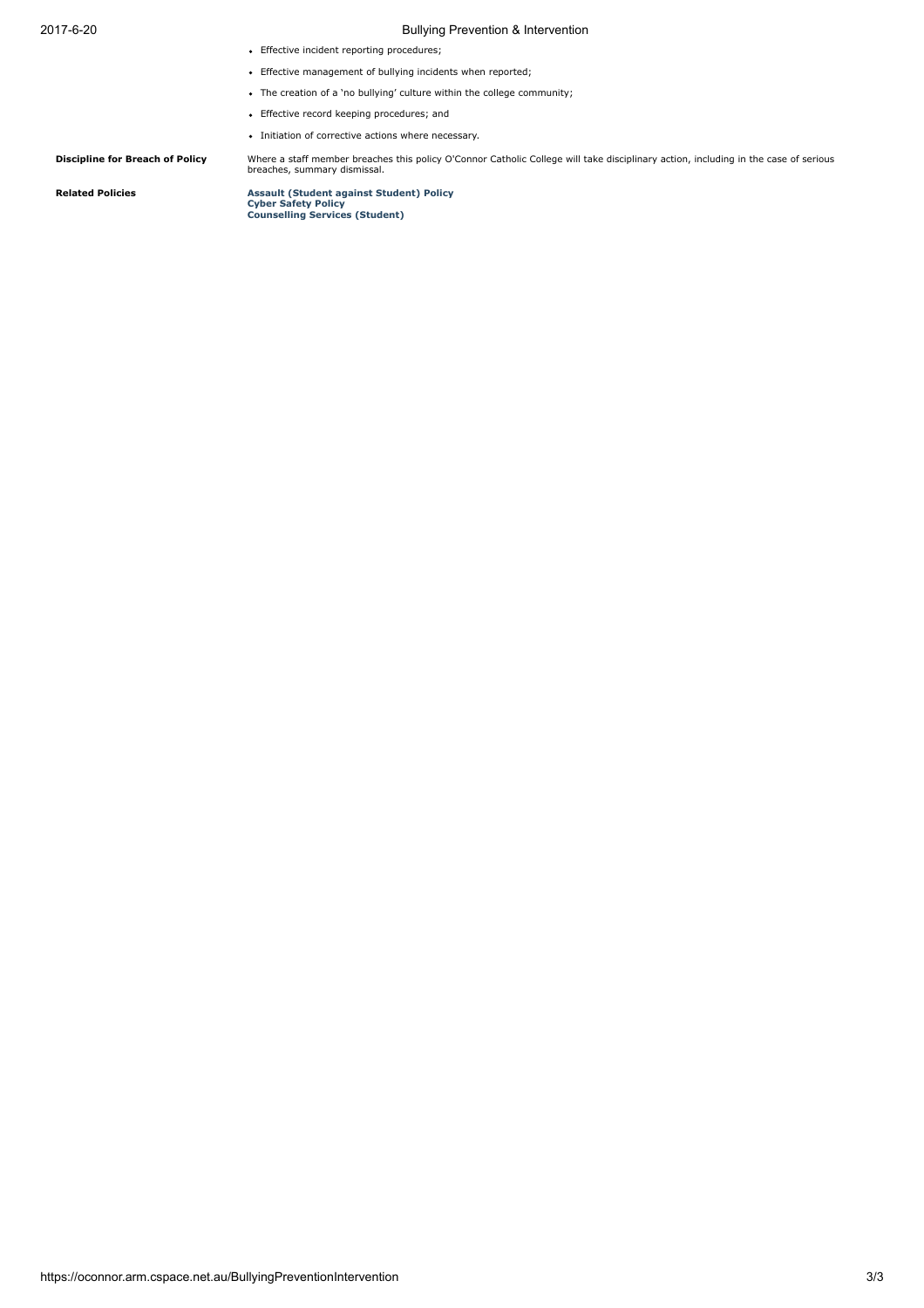- Effective incident reporting procedures;
- Effective management of bullying incidents when reported;
- The creation of a 'no bullying' culture within the college community;
- Effective record keeping procedures; and
- Initiation of corrective actions where necessary.

| | |
|---|---|
| **Discipline for Breach of Policy** | Where a staff member breaches this policy O'Connor Catholic College will take disciplinary action, including in the case of serious breaches, summary dismissal. |
| **Related Policies** | **Assault (Student against Student) Policy**<br>**Cyber Safety Policy**<br>**Counselling Services (Student)** |